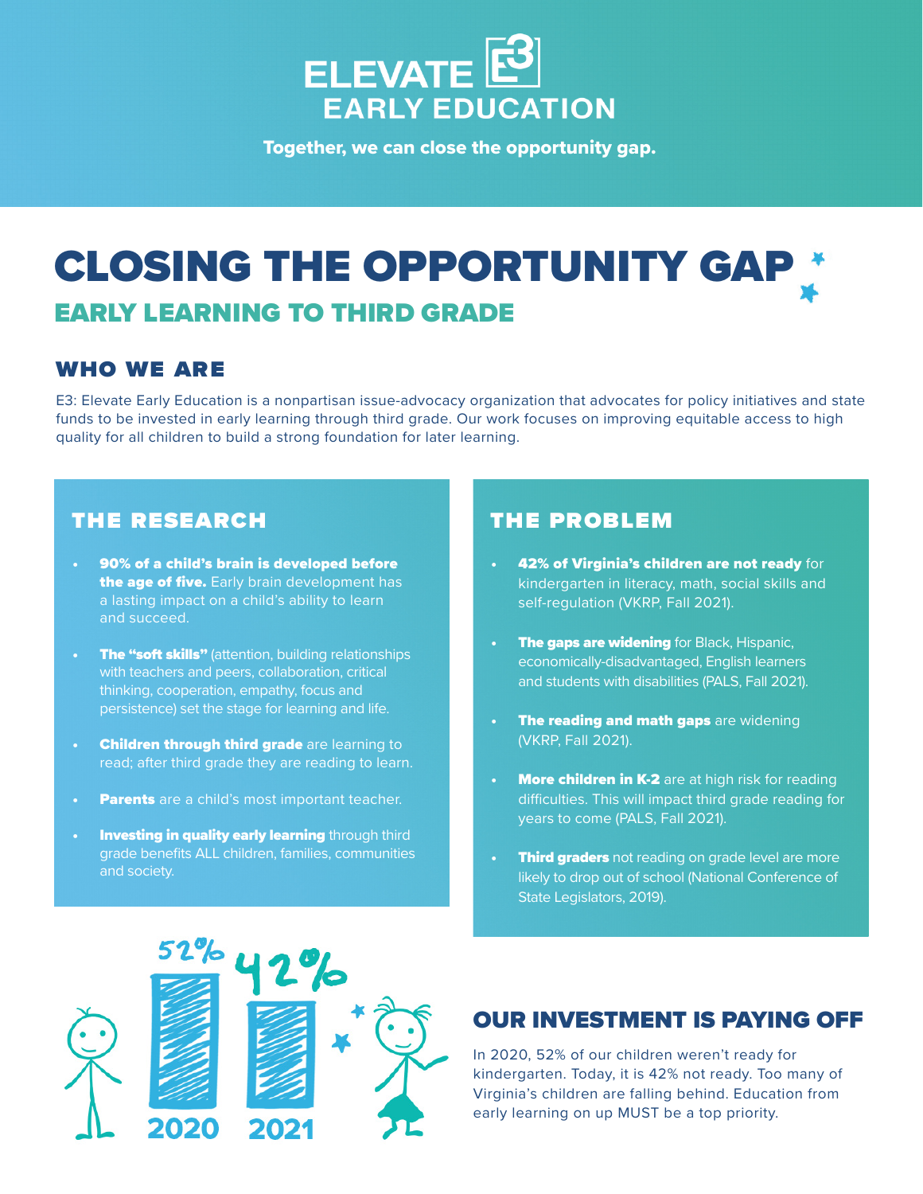# ELEVATE E3 EARLY EDUCATION

**Together, we can close the opportunity gap.**

# CLOSING THE OPPORTUNITY GAP

## EARLY LEARNING TO THIRD GRADE

### WHO WE ARE

E3: Elevate Early Education is a nonpartisan issue-advocacy organization that advocates for policy initiatives and state funds to be invested in early learning through third grade. Our work focuses on improving equitable access to high quality for all children to build a strong foundation for later learning.

### THE RESEARCH

- **90% of a child's brain is developed before the age of five.** Early brain development has a lasting impact on a child's ability to learn and succeed.
- **The "soft skills"** (attention, building relationships with teachers and peers, collaboration, critical thinking, cooperation, empathy, focus and persistence) set the stage for learning and life.
- **Children through third grade** are learning to read; after third grade they are reading to learn.
- **Parents** are a child's most important teacher.
- **Investing in quality early learning** through third grade benefits ALL children, families, communities and society.

### THE PROBLEM

- **42% of Virginia's children are not ready** for kindergarten in literacy, math, social skills and self-regulation (VKRP, Fall 2021).
- **The gaps are widening** for Black, Hispanic, economically-disadvantaged, English learners and students with disabilities (PALS, Fall 2021).
- **The reading and math gaps** are widening (VKRP, Fall 2021).
- **More children in K-2** are at high risk for reading difficulties. This will impact third grade reading for years to come (PALS, Fall 2021).
- **Third graders** not reading on grade level are more likely to drop out of school (National Conference of State Legislators, 2019).

52% 2020

42% 2021

### OUR INVESTMENT IS PAYING OFF

In 2020, 52% of our children weren't ready for kindergarten. Today, it is 42% not ready. Too many of Virginia's children are falling behind. Education from early learning on up MUST be a top priority.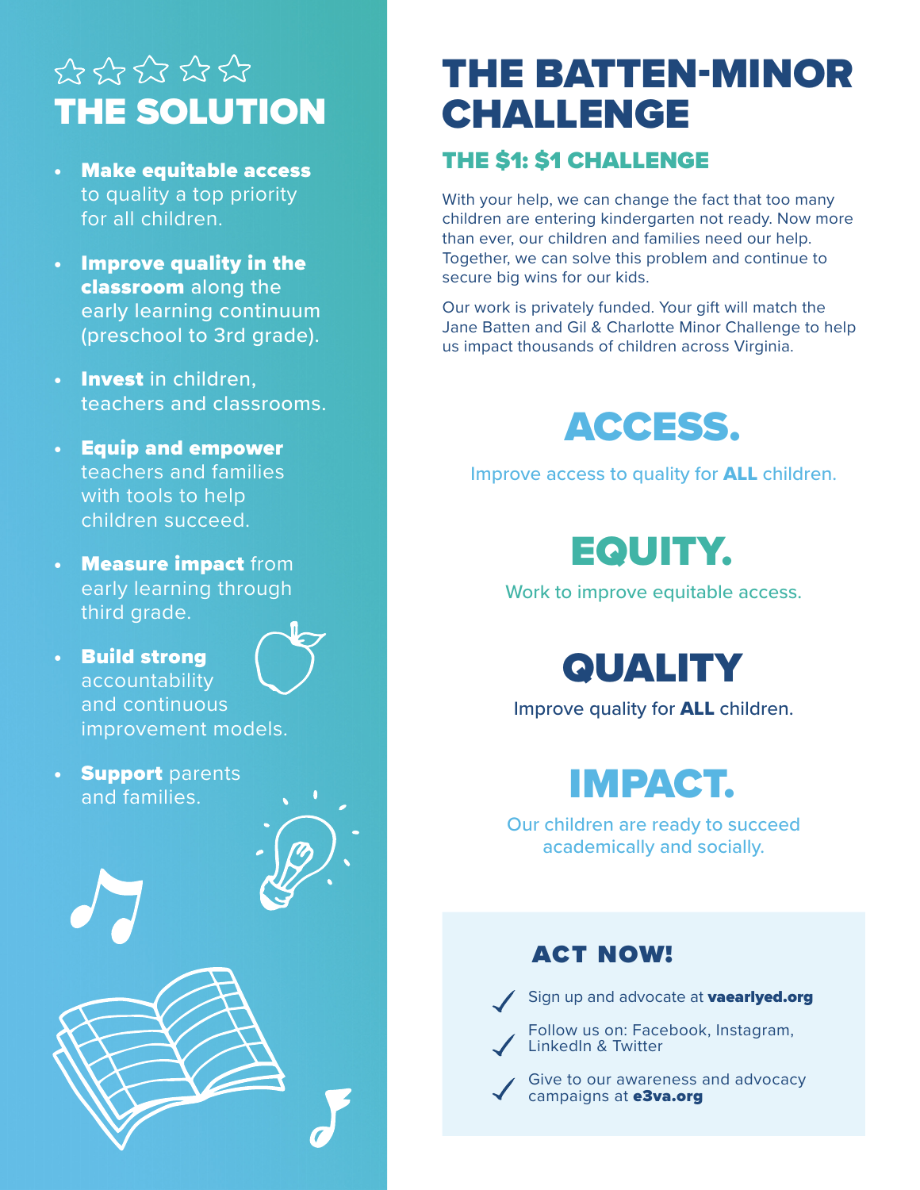☆☆☆☆☆

# THE SOLUTION

- **Make equitable access** to quality a top priority for all children.
- **Improve quality in the classroom** along the early learning continuum (preschool to 3rd grade).
- **Invest** in children, teachers and classrooms.
- **Equip and empower** teachers and families with tools to help children succeed.
- **Measure impact** from early learning through third grade.
- **Build strong** accountability and continuous improvement models.
- **Support** parents and families.

# THE BATTEN-MINOR CHALLENGE

## THE $1: $1 CHALLENGE

With your help, we can change the fact that too many children are entering kindergarten not ready. Now more than ever, our children and families need our help. Together, we can solve this problem and continue to secure big wins for our kids.

Our work is privately funded. Your gift will match the Jane Batten and Gil & Charlotte Minor Challenge to help us impact thousands of children across Virginia.

## ACCESS.

Improve access to quality for **ALL** children.

## EQUITY.

Work to improve equitable access.

## QUALITY

Improve quality for **ALL** children.

## IMPACT.

Our children are ready to succeed academically and socially.

### ACT NOW!

- ✓ Sign up and advocate at **vaearlyed.org**
- ✓ Follow us on: Facebook, Instagram, LinkedIn & Twitter
- ✓ Give to our awareness and advocacy campaigns at **e3va.org**